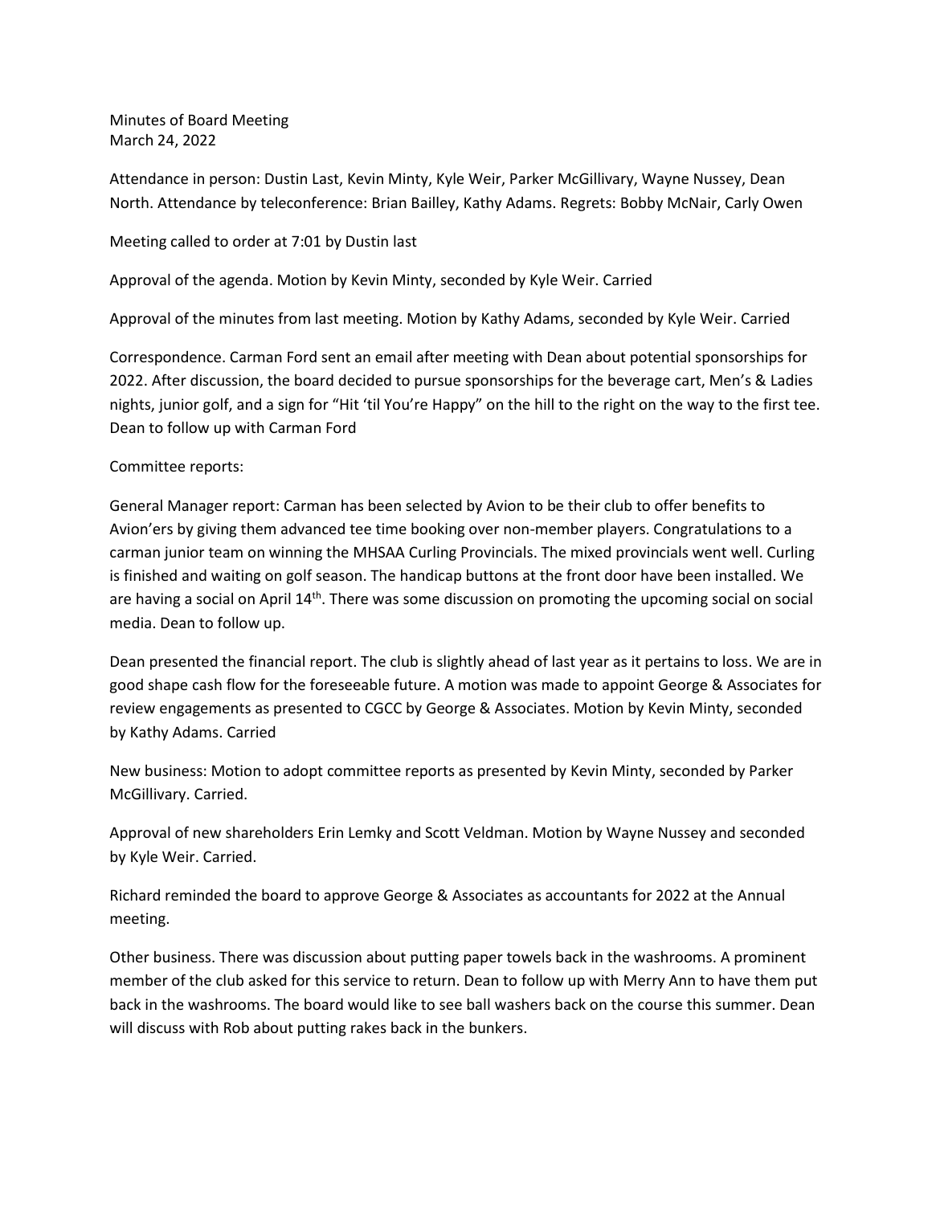Minutes of Board Meeting
March 24, 2022

Attendance in person: Dustin Last, Kevin Minty, Kyle Weir, Parker McGillivary, Wayne Nussey, Dean North. Attendance by teleconference: Brian Bailley, Kathy Adams. Regrets: Bobby McNair, Carly Owen

Meeting called to order at 7:01 by Dustin last

Approval of the agenda. Motion by Kevin Minty, seconded by Kyle Weir. Carried

Approval of the minutes from last meeting. Motion by Kathy Adams, seconded by Kyle Weir. Carried

Correspondence. Carman Ford sent an email after meeting with Dean about potential sponsorships for 2022. After discussion, the board decided to pursue sponsorships for the beverage cart, Men's & Ladies nights, junior golf, and a sign for "Hit 'til You're Happy" on the hill to the right on the way to the first tee. Dean to follow up with Carman Ford

Committee reports:

General Manager report: Carman has been selected by Avion to be their club to offer benefits to Avion'ers by giving them advanced tee time booking over non-member players. Congratulations to a carman junior team on winning the MHSAA Curling Provincials. The mixed provincials went well. Curling is finished and waiting on golf season. The handicap buttons at the front door have been installed. We are having a social on April 14th. There was some discussion on promoting the upcoming social on social media. Dean to follow up.

Dean presented the financial report. The club is slightly ahead of last year as it pertains to loss. We are in good shape cash flow for the foreseeable future. A motion was made to appoint George & Associates for review engagements as presented to CGCC by George & Associates. Motion by Kevin Minty, seconded by Kathy Adams. Carried

New business: Motion to adopt committee reports as presented by Kevin Minty, seconded by Parker McGillivary. Carried.

Approval of new shareholders Erin Lemky and Scott Veldman. Motion by Wayne Nussey and seconded by Kyle Weir. Carried.

Richard reminded the board to approve George & Associates as accountants for 2022 at the Annual meeting.

Other business. There was discussion about putting paper towels back in the washrooms. A prominent member of the club asked for this service to return. Dean to follow up with Merry Ann to have them put back in the washrooms. The board would like to see ball washers back on the course this summer. Dean will discuss with Rob about putting rakes back in the bunkers.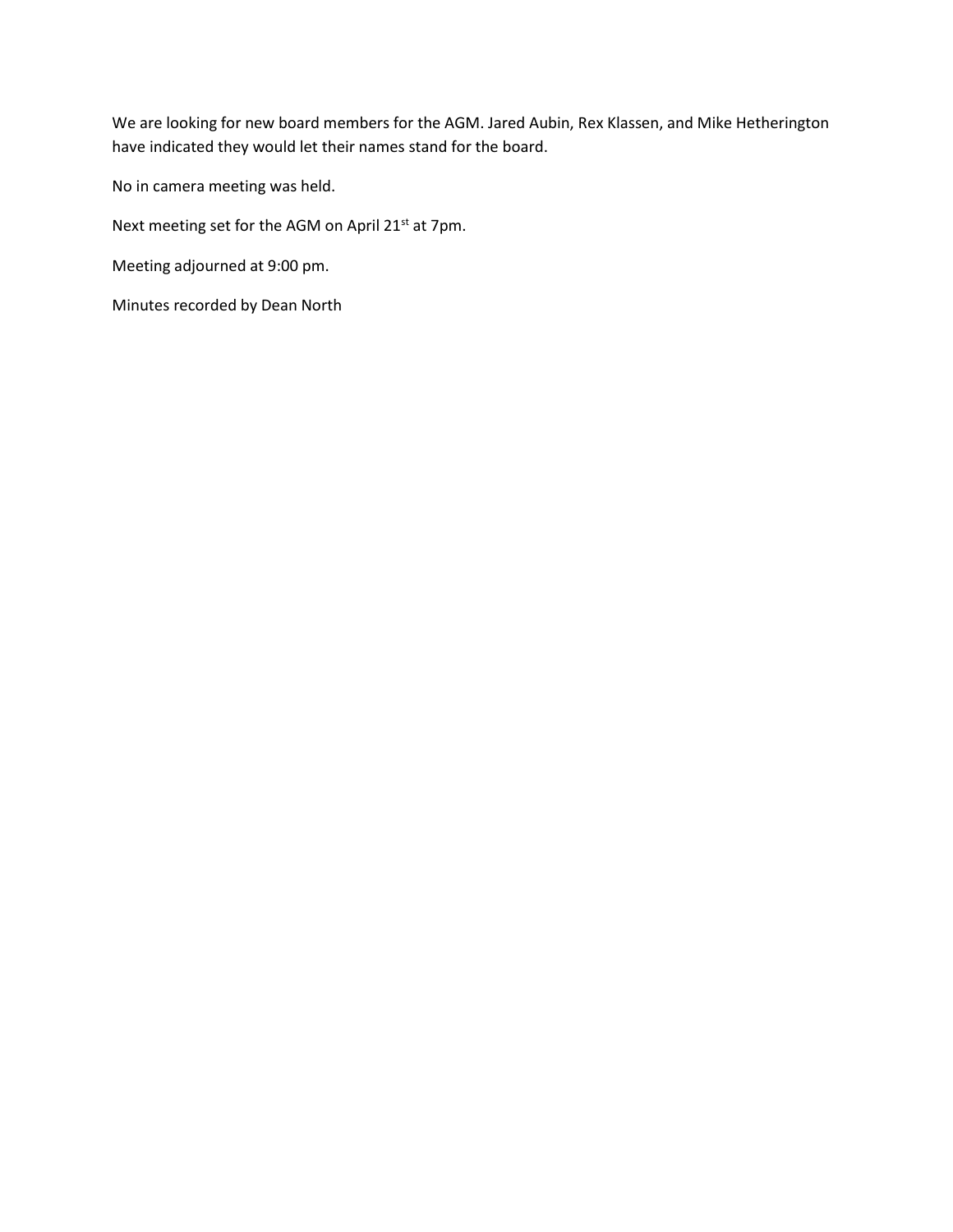We are looking for new board members for the AGM. Jared Aubin, Rex Klassen, and Mike Hetherington have indicated they would let their names stand for the board.

No in camera meeting was held.

Next meeting set for the AGM on April 21st at 7pm.

Meeting adjourned at 9:00 pm.

Minutes recorded by Dean North